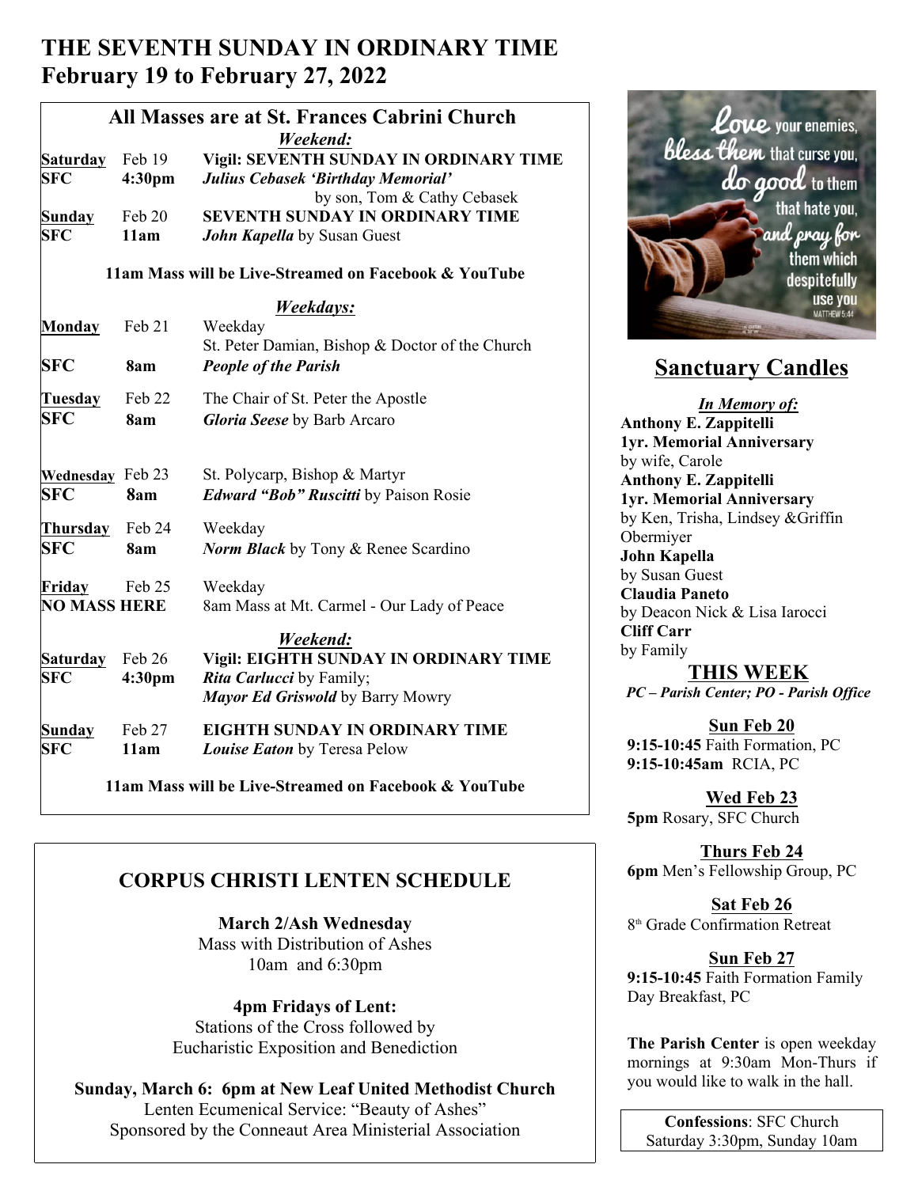# THE SEVENTH SUNDAY IN ORDINARY TIME
## February 19 to February 27, 2022

### All Masses are at St. Frances Cabrini Church

***Weekend:***

| | | |
|---|---|---|
| **Saturday** | Feb 19 | **Vigil: SEVENTH SUNDAY IN ORDINARY TIME** |
| **SFC** | **4:30pm** | ***Julius Cebasek 'Birthday Memorial'*** by son, Tom & Cathy Cebasek |
| **Sunday** | Feb 20 | **SEVENTH SUNDAY IN ORDINARY TIME** |
| **SFC** | **11am** | ***John Kapella*** by Susan Guest |

**11am Mass will be Live-Streamed on Facebook & YouTube**

***Weekdays:***

| | | |
|---|---|---|
| **Monday** | Feb 21 | Weekday<br>St. Peter Damian, Bishop & Doctor of the Church |
| **SFC** | **8am** | ***People of the Parish*** |
| **Tuesday** | Feb 22 | The Chair of St. Peter the Apostle |
| **SFC** | **8am** | ***Gloria Seese*** by Barb Arcaro |
| **Wednesday** | Feb 23 | St. Polycarp, Bishop & Martyr |
| **SFC** | **8am** | ***Edward "Bob" Ruscitti*** by Paison Rosie |
| **Thursday** | Feb 24 | Weekday |
| **SFC** | **8am** | ***Norm Black*** by Tony & Renee Scardino |
| **Friday** | Feb 25 | Weekday |
| **NO MASS HERE** | | 8am Mass at Mt. Carmel - Our Lady of Peace |

***Weekend:***

| | | |
|---|---|---|
| **Saturday** | Feb 26 | **Vigil: EIGHTH SUNDAY IN ORDINARY TIME** |
| **SFC** | **4:30pm** | ***Rita Carlucci*** by Family;<br>***Mayor Ed Griswold*** by Barry Mowry |
| **Sunday** | Feb 27 | **EIGHTH SUNDAY IN ORDINARY TIME** |
| **SFC** | **11am** | ***Louise Eaton*** by Teresa Pelow |

**11am Mass will be Live-Streamed on Facebook & YouTube**

## CORPUS CHRISTI LENTEN SCHEDULE

**March 2/Ash Wednesday**
Mass with Distribution of Ashes
10am and 6:30pm

**4pm Fridays of Lent:**
Stations of the Cross followed by
Eucharistic Exposition and Benediction

**Sunday, March 6: 6pm at New Leaf United Methodist Church**
Lenten Ecumenical Service: "Beauty of Ashes"
Sponsored by the Conneaut Area Ministerial Association

Love your enemies, bless them that curse you, do good to them that hate you, and pray for them which despitefully use you
MATTHEW 5:44

## Sanctuary Candles

***In Memory of:***

**Anthony E. Zappitelli**
**1yr. Memorial Anniversary**
by wife, Carole

**Anthony E. Zappitelli**
**1yr. Memorial Anniversary**
by Ken, Trisha, Lindsey &Griffin Obermiyer

**John Kapella**
by Susan Guest

**Claudia Paneto**
by Deacon Nick & Lisa Iarocci

**Cliff Carr**
by Family

## THIS WEEK

*PC – Parish Center; PO - Parish Office*

**Sun Feb 20**
**9:15-10:45** Faith Formation, PC
**9:15-10:45am** RCIA, PC

**Wed Feb 23**
**5pm** Rosary, SFC Church

**Thurs Feb 24**
**6pm** Men's Fellowship Group, PC

**Sat Feb 26**
8th Grade Confirmation Retreat

**Sun Feb 27**
**9:15-10:45** Faith Formation Family Day Breakfast, PC

**The Parish Center** is open weekday mornings at 9:30am Mon-Thurs if you would like to walk in the hall.

**Confessions**: SFC Church
Saturday 3:30pm, Sunday 10am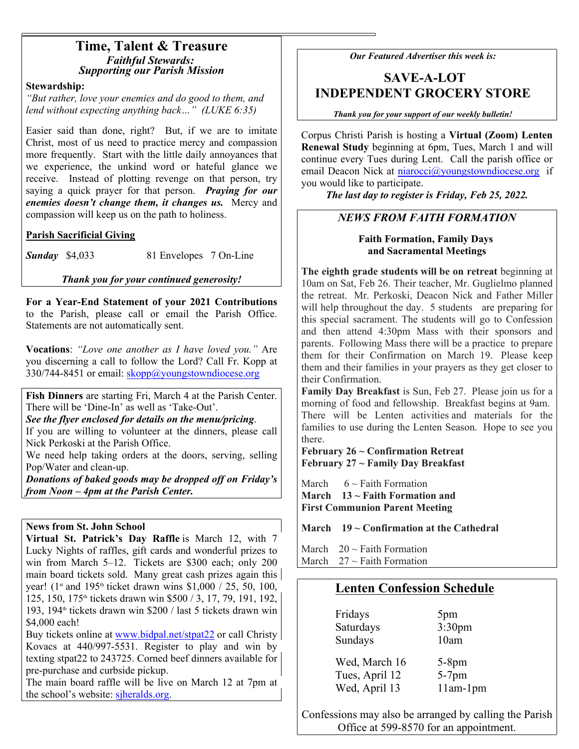## Time, Talent & Treasure

***Faithful Stewards: Supporting our Parish Mission***

**Stewardship:**

*"But rather, love your enemies and do good to them, and lend without expecting anything back…" (LUKE 6:35)*

Easier said than done, right? But, if we are to imitate Christ, most of us need to practice mercy and compassion more frequently. Start with the little daily annoyances that we experience, the unkind word or hateful glance we receive. Instead of plotting revenge on that person, try saying a quick prayer for that person. ***Praying for our enemies doesn't change them, it changes us.*** Mercy and compassion will keep us on the path to holiness.

**Parish Sacrificial Giving**

***Sunday*** $4,033 81 Envelopes 7 On-Line

***Thank you for your continued generosity!***

**For a Year-End Statement of your 2021 Contributions** to the Parish, please call or email the Parish Office. Statements are not automatically sent.

**Vocations**: *"Love one another as I have loved you."* Are you discerning a call to follow the Lord? Call Fr. Kopp at 330/744-8451 or email: skopp@youngstowndiocese.org

**Fish Dinners** are starting Fri, March 4 at the Parish Center. There will be 'Dine-In' as well as 'Take-Out'.
***See the flyer enclosed for details on the menu/pricing***.
If you are willing to volunteer at the dinners, please call Nick Perkoski at the Parish Office.
We need help taking orders at the doors, serving, selling Pop/Water and clean-up.
***Donations of baked goods may be dropped off on Friday's from Noon – 4pm at the Parish Center.***

**News from St. John School**

**Virtual St. Patrick's Day Raffle** is March 12, with 7 Lucky Nights of raffles, gift cards and wonderful prizes to win from March 5–12. Tickets are $300 each; only 200 main board tickets sold. Many great cash prizes again this year! (1st and 195th ticket drawn wins $1,000 / 25, 50, 100, 125, 150, 175th tickets drawn win $500 / 3, 17, 79, 191, 192, 193, 194th tickets drawn win $200 / last 5 tickets drawn win $4,000 each!
Buy tickets online at www.bidpal.net/stpat22 or call Christy Kovacs at 440/997-5531. Register to play and win by texting stpat22 to 243725. Corned beef dinners available for pre-purchase and curbside pickup.
The main board raffle will be live on March 12 at 7pm at the school's website: sjheralds.org.

***Our Featured Advertiser this week is:***

**SAVE-A-LOT INDEPENDENT GROCERY STORE**

***Thank you for your support of our weekly bulletin!***

Corpus Christi Parish is hosting a **Virtual (Zoom) Lenten Renewal Study** beginning at 6pm, Tues, March 1 and will continue every Tues during Lent. Call the parish office or email Deacon Nick at niarocci@youngstowndiocese.org if you would like to participate.

***The last day to register is Friday, Feb 25, 2022.***

### *NEWS FROM FAITH FORMATION*

**Faith Formation, Family Days and Sacramental Meetings**

**The eighth grade students will be on retreat** beginning at 10am on Sat, Feb 26. Their teacher, Mr. Guglielmo planned the retreat. Mr. Perkoski, Deacon Nick and Father Miller will help throughout the day. 5 students are preparing for this special sacrament. The students will go to Confession and then attend 4:30pm Mass with their sponsors and parents. Following Mass there will be a practice to prepare them for their Confirmation on March 19. Please keep them and their families in your prayers as they get closer to their Confirmation.

**Family Day Breakfast** is Sun, Feb 27. Please join us for a morning of food and fellowship. Breakfast begins at 9am. There will be Lenten activities and materials for the families to use during the Lenten Season. Hope to see you there.

**February 26 ~ Confirmation Retreat**
**February 27 ~ Family Day Breakfast**

March 6 ~ Faith Formation
**March 13 ~ Faith Formation and First Communion Parent Meeting**

**March 19 ~ Confirmation at the Cathedral**

March 20 ~ Faith Formation
March 27 ~ Faith Formation

## Lenten Confession Schedule

| | |
|---|---|
| Fridays | 5pm |
| Saturdays | 3:30pm |
| Sundays | 10am |
| Wed, March 16 | 5-8pm |
| Tues, April 12 | 5-7pm |
| Wed, April 13 | 11am-1pm |

Confessions may also be arranged by calling the Parish Office at 599-8570 for an appointment.